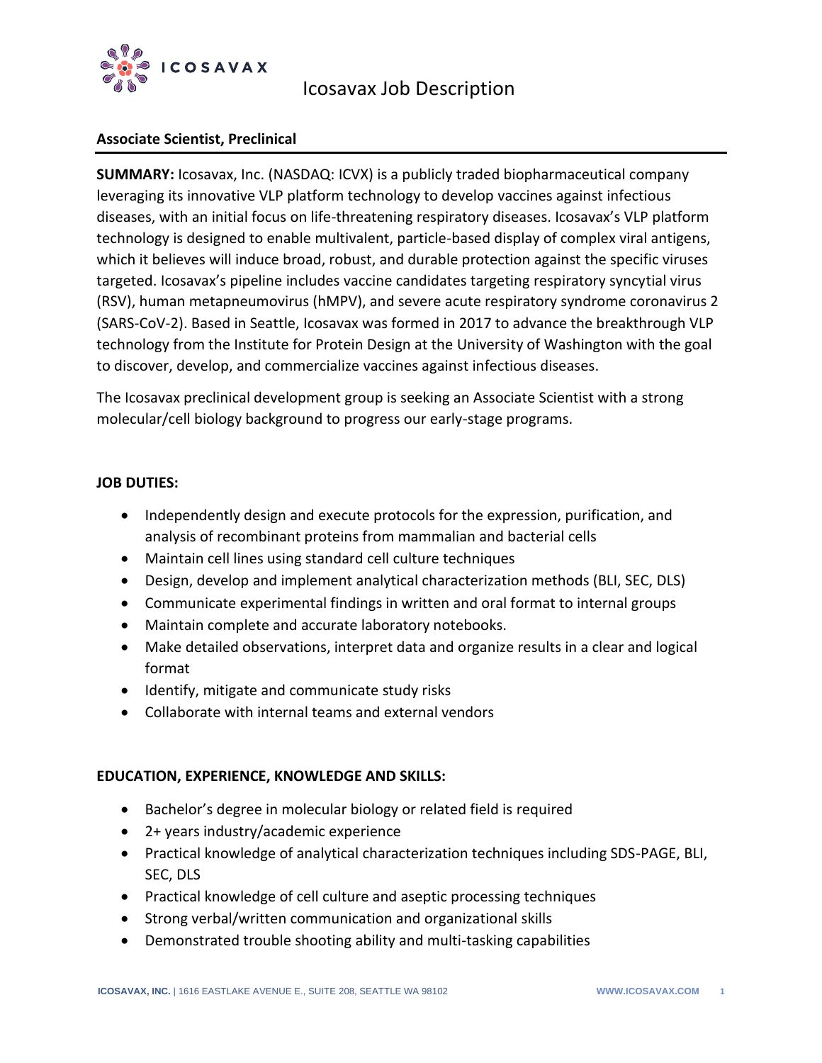# Icosavax Job Description

## Associate Scientist, Preclinical

**SUMMARY:** Icosavax, Inc. (NASDAQ: ICVX) is a publicly traded biopharmaceutical company leveraging its innovative VLP platform technology to develop vaccines against infectious diseases, with an initial focus on life-threatening respiratory diseases. Icosavax's VLP platform technology is designed to enable multivalent, particle-based display of complex viral antigens, which it believes will induce broad, robust, and durable protection against the specific viruses targeted. Icosavax's pipeline includes vaccine candidates targeting respiratory syncytial virus (RSV), human metapneumovirus (hMPV), and severe acute respiratory syndrome coronavirus 2 (SARS-CoV-2). Based in Seattle, Icosavax was formed in 2017 to advance the breakthrough VLP technology from the Institute for Protein Design at the University of Washington with the goal to discover, develop, and commercialize vaccines against infectious diseases.

The Icosavax preclinical development group is seeking an Associate Scientist with a strong molecular/cell biology background to progress our early-stage programs.

### JOB DUTIES:

- Independently design and execute protocols for the expression, purification, and analysis of recombinant proteins from mammalian and bacterial cells
- Maintain cell lines using standard cell culture techniques
- Design, develop and implement analytical characterization methods (BLI, SEC, DLS)
- Communicate experimental findings in written and oral format to internal groups
- Maintain complete and accurate laboratory notebooks.
- Make detailed observations, interpret data and organize results in a clear and logical format
- Identify, mitigate and communicate study risks
- Collaborate with internal teams and external vendors

### EDUCATION, EXPERIENCE, KNOWLEDGE AND SKILLS:

- Bachelor's degree in molecular biology or related field is required
- 2+ years industry/academic experience
- Practical knowledge of analytical characterization techniques including SDS-PAGE, BLI, SEC, DLS
- Practical knowledge of cell culture and aseptic processing techniques
- Strong verbal/written communication and organizational skills
- Demonstrated trouble shooting ability and multi-tasking capabilities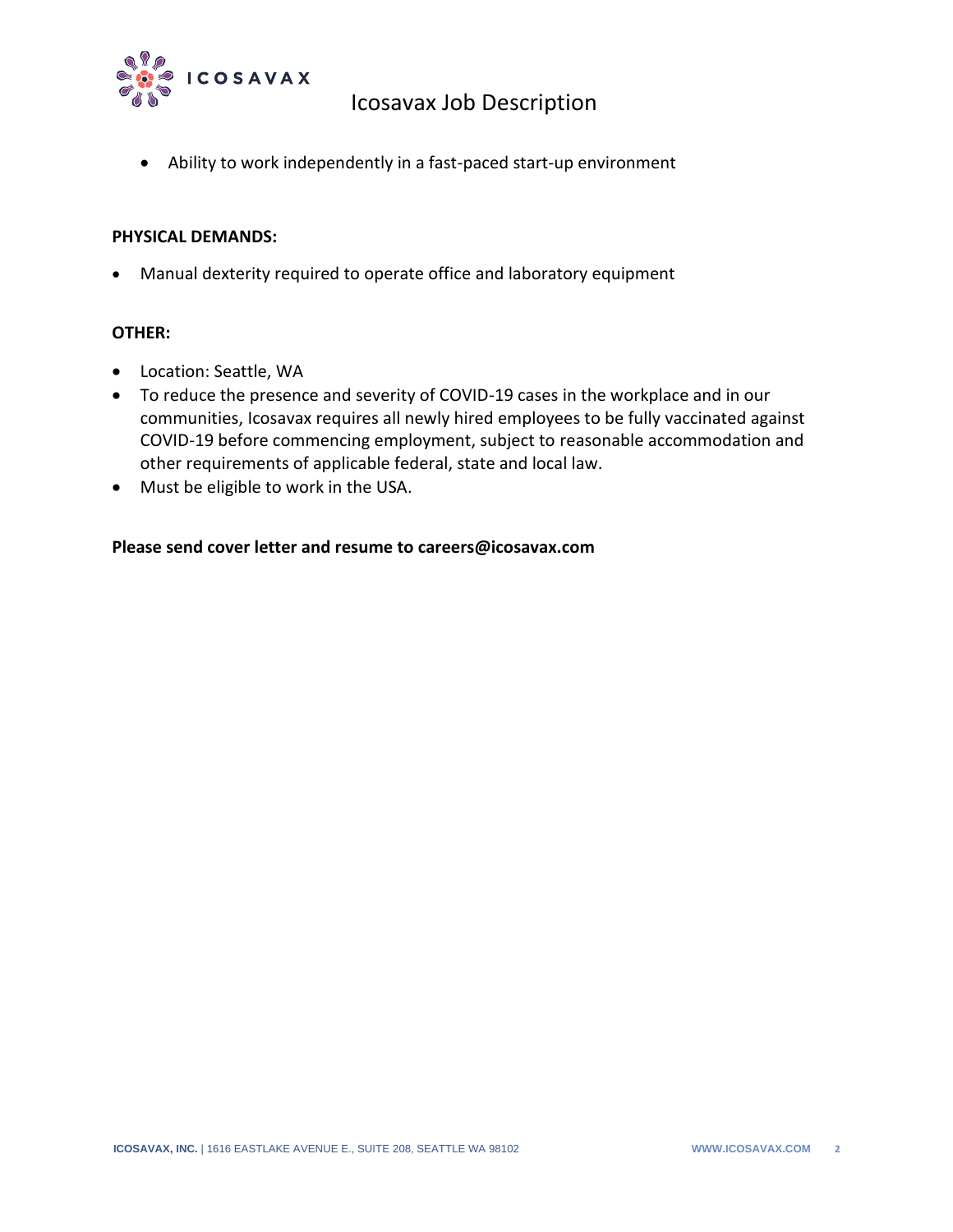- Ability to work independently in a fast-paced start-up environment

**PHYSICAL DEMANDS:**

- Manual dexterity required to operate office and laboratory equipment

**OTHER:**

- Location: Seattle, WA
- To reduce the presence and severity of COVID-19 cases in the workplace and in our communities, Icosavax requires all newly hired employees to be fully vaccinated against COVID-19 before commencing employment, subject to reasonable accommodation and other requirements of applicable federal, state and local law.
- Must be eligible to work in the USA.

**Please send cover letter and resume to careers@icosavax.com**